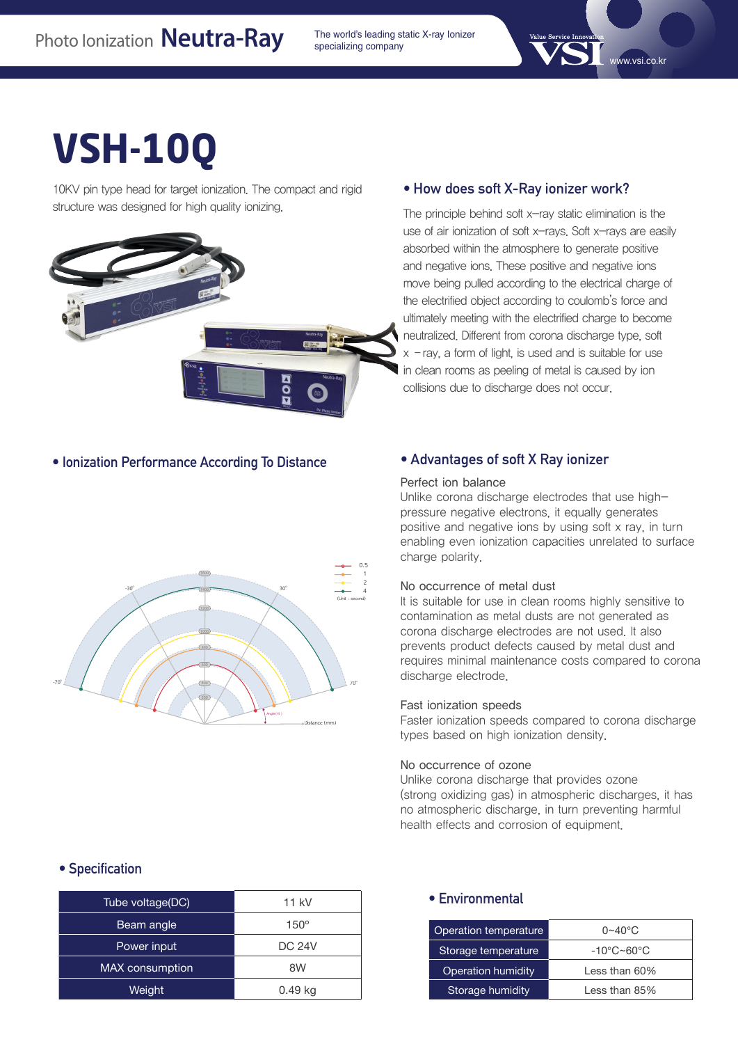# VSH-10Q

10KV pin type head for target ionization. The compact and rigid structure was designed for high quality ionizing.

## • How does soft X-Ray ionizer work?

The principle behind soft x-ray static elimination is the use of air ionization of soft x-rays. Soft x-rays are easily absorbed within the atmosphere to generate positive and negative ions. These positive and negative ions move being pulled according to the electrical charge of the electrified object according to coulomb's force and ultimately meeting with the electrified charge to become neutralized. Different from corona discharge type, soft x -ray, a form of light, is used and is suitable for use in clean rooms as peeling of metal is caused by ion collisions due to discharge does not occur.

## • Ionization Performance According To Distance

## • Advantages of soft X Ray ionizer

Perfect ion balance
Unlike corona discharge electrodes that use high-pressure negative electrons, it equally generates positive and negative ions by using soft x ray, in turn enabling even ionization capacities unrelated to surface charge polarity.

No occurrence of metal dust
It is suitable for use in clean rooms highly sensitive to contamination as metal dusts are not generated as corona discharge electrodes are not used. It also prevents product defects caused by metal dust and requires minimal maintenance costs compared to corona discharge electrode.

Fast ionization speeds
Faster ionization speeds compared to corona discharge types based on high ionization density.

No occurrence of ozone
Unlike corona discharge that provides ozone (strong oxidizing gas) in atmospheric discharges, it has no atmospheric discharge, in turn preventing harmful health effects and corrosion of equipment.

## • Specification

| Tube voltage(DC) | 11 kV |
|---|---|
| Beam angle | 150° |
| Power input | DC 24V |
| MAX consumption | 8W |
| Weight | 0.49 kg |

## • Environmental

| Operation temperature | 0~40°C |
|---|---|
| Storage temperature | -10°C~60°C |
| Operation humidity | Less than 60% |
| Storage humidity | Less than 85% |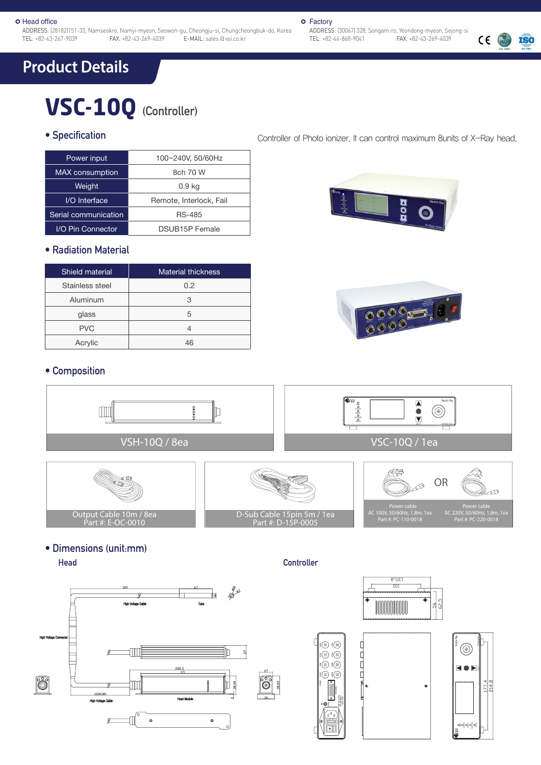**Head office**
ADDRESS: [28182]151-33, Namseokro, Namyi-myeon, Seowon-gu, Cheongju-si, Chungcheongbuk-do, Korea
TEL: +82-43-267-9039 FAX: +82-43-269-4039 E-MAIL: sales@vsi.co.kr

**Factory**
ADDRESS: [30067] 328, Songam-ro, Yeondong-myeon, Sejong-si
TEL: +82-44-868-9041 FAX: +82-43-269-4039

# Product Details

## VSC-10Q (Controller)

### • Specification

Controller of Photo ionizer. It can control maximum 8units of X-Ray head.

| | |
|---|---|
| Power input | 100~240V, 50/60Hz |
| MAX consumption | 8ch 70 W |
| Weight | 0.9 kg |
| I/O Interface | Remote, Interlock, Fail |
| Serial communication | RS-485 |
| I/O Pin Connector | DSUB15P Female |

### • Radiation Material

| Shield material | Material thickness |
|---|---|
| Stainless steel | 0.2 |
| Aluminum | 3 |
| glass | 5 |
| PVC | 4 |
| Acrylic | 46 |

### • Composition

VSH-10Q / 8ea

VSC-10Q / 1ea

Output Cable 10m / 8ea
Part #: E-OC-0010

D-Sub Cable 15pin 5m / 1ea
Part #: D-15P-0005

Power cable
AC 100V, 50/60Hz, 1.8m, 1ea
Part #: PC-110-0018

OR

Power cable
AC 220V, 50/60Hz, 1.8m, 1ea
Part #: PC-220-0018

### • Dimensions (unit:mm)

**Head**

300
67
High Voltage Cable
Tube
High Voltage Connector
27
208.5
171
38.04
3000(3M)
High Voltage Cable
Head Module
27
38.04
35

**Controller**

135.8
100
56
62.5
177.4
214.8